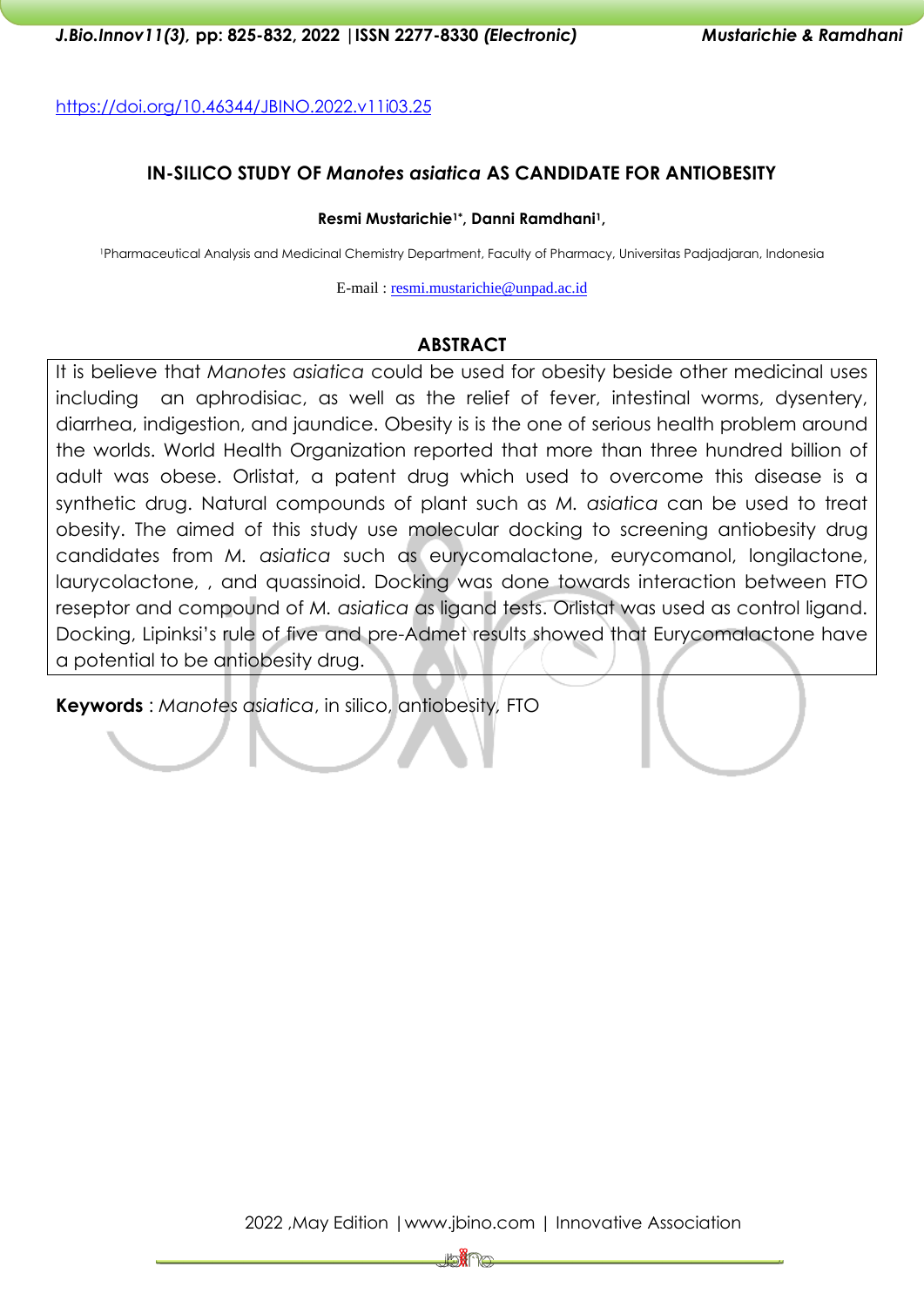https://doi.org/10.46344/JBINO.2022.v11i03.25

# IN-SILICO STUDY OF *Manotes asiatica* AS CANDIDATE FOR ANTIOBESITY

**Resmi Mustarichie[1]*, Danni Ramdhani[1],**

[1]Pharmaceutical Analysis and Medicinal Chemistry Department, Faculty of Pharmacy, Universitas Padjadjaran, Indonesia

E-mail : resmi.mustarichie@unpad.ac.id

## ABSTRACT

It is believe that *Manotes asiatica* could be used for obesity beside other medicinal uses including an aphrodisiac, as well as the relief of fever, intestinal worms, dysentery, diarrhea, indigestion, and jaundice. Obesity is is the one of serious health problem around the worlds. World Health Organization reported that more than three hundred billion of adult was obese. Orlistat, a patent drug which used to overcome this disease is a synthetic drug. Natural compounds of plant such as *M. asiatica* can be used to treat obesity. The aimed of this study use molecular docking to screening antiobesity drug candidates from *M. asiatica* such as eurycomalactone, eurycomanol, longilactone, laurycolactone, , and quassinoid. Docking was done towards interaction between FTO reseptor and compound of *M. asiatica* as ligand tests. Orlistat was used as control ligand. Docking, Lipinksi's rule of five and pre-Admet results showed that Eurycomalactone have a potential to be antiobesity drug.

**Keywords** : *Manotes asiatica*, in silico, antiobesity, FTO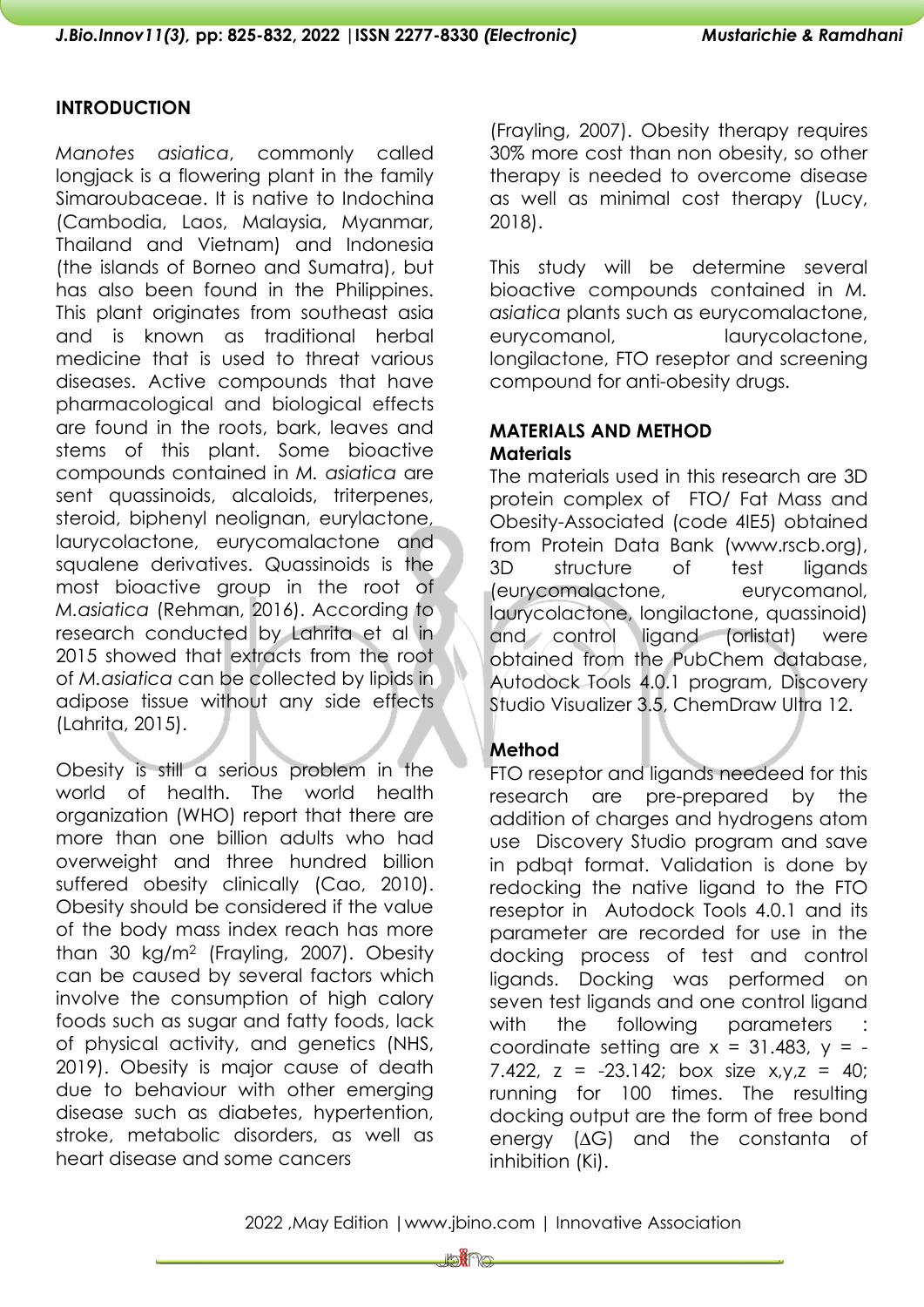## INTRODUCTION

*Manotes asiatica*, commonly called longjack is a flowering plant in the family Simaroubaceae. It is native to Indochina (Cambodia, Laos, Malaysia, Myanmar, Thailand and Vietnam) and Indonesia (the islands of Borneo and Sumatra), but has also been found in the Philippines. This plant originates from southeast asia and is known as traditional herbal medicine that is used to threat various diseases. Active compounds that have pharmacological and biological effects are found in the roots, bark, leaves and stems of this plant. Some bioactive compounds contained in *M. asiatica* are sent quassinoids, alcaloids, triterpenes, steroid, biphenyl neolignan, eurylactone, laurycolactone, eurycomalactone and squalene derivatives. Quassinoids is the most bioactive group in the root of *M.asiatica* (Rehman, 2016). According to research conducted by Lahrita et al in 2015 showed that extracts from the root of *M.asiatica* can be collected by lipids in adipose tissue without any side effects (Lahrita, 2015).

Obesity is still a serious problem in the world of health. The world health organization (WHO) report that there are more than one billion adults who had overweight and three hundred billion suffered obesity clinically (Cao, 2010). Obesity should be considered if the value of the body mass index reach has more than 30 kg/m$^2$ (Frayling, 2007). Obesity can be caused by several factors which involve the consumption of high calory foods such as sugar and fatty foods, lack of physical activity, and genetics (NHS, 2019). Obesity is major cause of death due to behaviour with other emerging disease such as diabetes, hypertention, stroke, metabolic disorders, as well as heart disease and some cancers (Frayling, 2007). Obesity therapy requires 30% more cost than non obesity, so other therapy is needed to overcome disease as well as minimal cost therapy (Lucy, 2018).

This study will be determine several bioactive compounds contained in *M. asiatica* plants such as eurycomalactone, eurycomanol, laurycolactone, longilactone, FTO reseptor and screening compound for anti-obesity drugs.

## MATERIALS AND METHOD

### Materials

The materials used in this research are 3D protein complex of FTO/ Fat Mass and Obesity-Associated (code 4IE5) obtained from Protein Data Bank (www.rscb.org), 3D structure of test ligands (eurycomalactone, eurycomanol, laurycolactone, longilactone, quassinoid) and control ligand (orlistat) were obtained from the PubChem database, Autodock Tools 4.0.1 program, Discovery Studio Visualizer 3.5, ChemDraw Ultra 12.

### Method

FTO reseptor and ligands needeed for this research are pre-prepared by the addition of charges and hydrogens atom use Discovery Studio program and save in pdbqt format. Validation is done by redocking the native ligand to the FTO reseptor in Autodock Tools 4.0.1 and its parameter are recorded for use in the docking process of test and control ligands. Docking was performed on seven test ligands and one control ligand with the following parameters : coordinate setting are $x = 31.483$, $y = -7.422$, $z = -23.142$; box size $x,y,z = 40$; running for 100 times. The resulting docking output are the form of free bond energy ($\Delta G$) and the constanta of inhibition (Ki).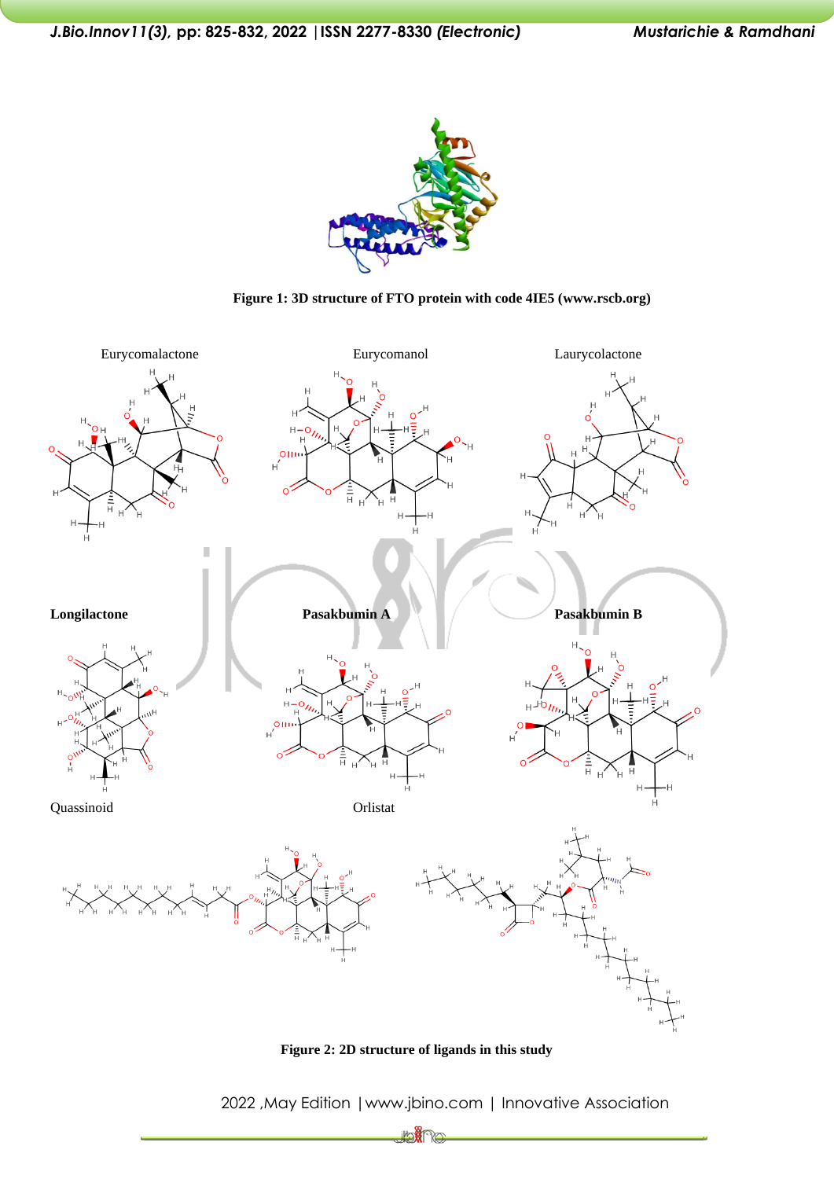Figure 1: 3D structure of FTO protein with code 4IE5 (www.rscb.org)

Eurycomalactone

Eurycomanol

Laurycolactone

**Longilactone**

**Pasakbumin A**

**Pasakbumin B**

Quassinoid

Orlistat

Figure 2: 2D structure of ligands in this study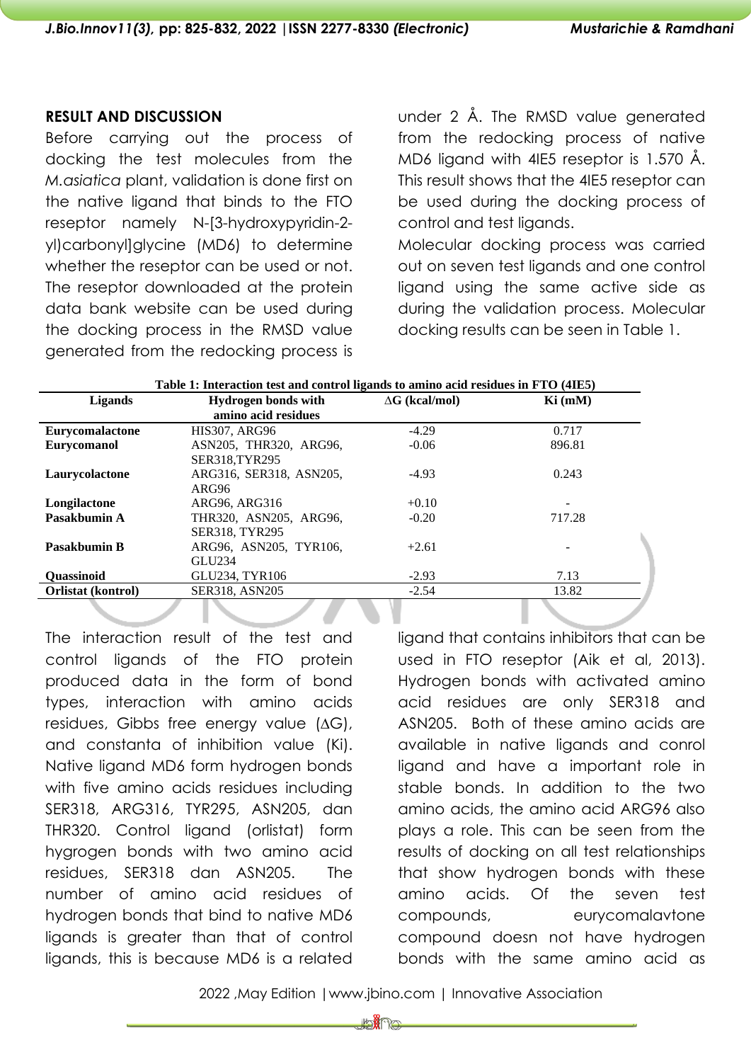## RESULT AND DISCUSSION

Before carrying out the process of docking the test molecules from the *M.asiatica* plant, validation is done first on the native ligand that binds to the FTO reseptor namely N-[3-hydroxypyridin-2-yl)carbonyl]glycine (MD6) to determine whether the reseptor can be used or not. The reseptor downloaded at the protein data bank website can be used during the docking process in the RMSD value generated from the redocking process is under 2 Å. The RMSD value generated from the redocking process of native MD6 ligand with 4IE5 reseptor is 1.570 Å. This result shows that the 4IE5 reseptor can be used during the docking process of control and test ligands.

Molecular docking process was carried out on seven test ligands and one control ligand using the same active side as during the validation process. Molecular docking results can be seen in Table 1.

**Table 1: Interaction test and control ligands to amino acid residues in FTO (4IE5)**

| Ligands | Hydrogen bonds with amino acid residues | ∆G (kcal/mol) | Ki (mM) |
|---|---|---|---|
| **Eurycomalactone** | HIS307, ARG96 | -4.29 | 0.717 |
| **Eurycomanol** | ASN205, THR320, ARG96, SER318,TYR295 | -0.06 | 896.81 |
| **Laurycolactone** | ARG316, SER318, ASN205, ARG96 | -4.93 | 0.243 |
| **Longilactone** | ARG96, ARG316 | +0.10 | - |
| **Pasakbumin A** | THR320, ASN205, ARG96, SER318, TYR295 | -0.20 | 717.28 |
| **Pasakbumin B** | ARG96, ASN205, TYR106, GLU234 | +2.61 | - |
| **Quassinoid** | GLU234, TYR106 | -2.93 | 7.13 |
| **Orlistat (kontrol)** | SER318, ASN205 | -2.54 | 13.82 |

The interaction result of the test and control ligands of the FTO protein produced data in the form of bond types, interaction with amino acids residues, Gibbs free energy value (∆G), and constanta of inhibition value (Ki). Native ligand MD6 form hydrogen bonds with five amino acids residues including SER318, ARG316, TYR295, ASN205, dan THR320. Control ligand (orlistat) form hygrogen bonds with two amino acid residues, SER318 dan ASN205. The number of amino acid residues of hydrogen bonds that bind to native MD6 ligands is greater than that of control ligands, this is because MD6 is a related ligand that contains inhibitors that can be used in FTO reseptor (Aik et al, 2013). Hydrogen bonds with activated amino acid residues are only SER318 and ASN205. Both of these amino acids are available in native ligands and conrol ligand and have a important role in stable bonds. In addition to the two amino acids, the amino acid ARG96 also plays a role. This can be seen from the results of docking on all test relationships that show hydrogen bonds with these amino acids. Of the seven test compounds, eurycomalavtone compound doesn not have hydrogen bonds with the same amino acid as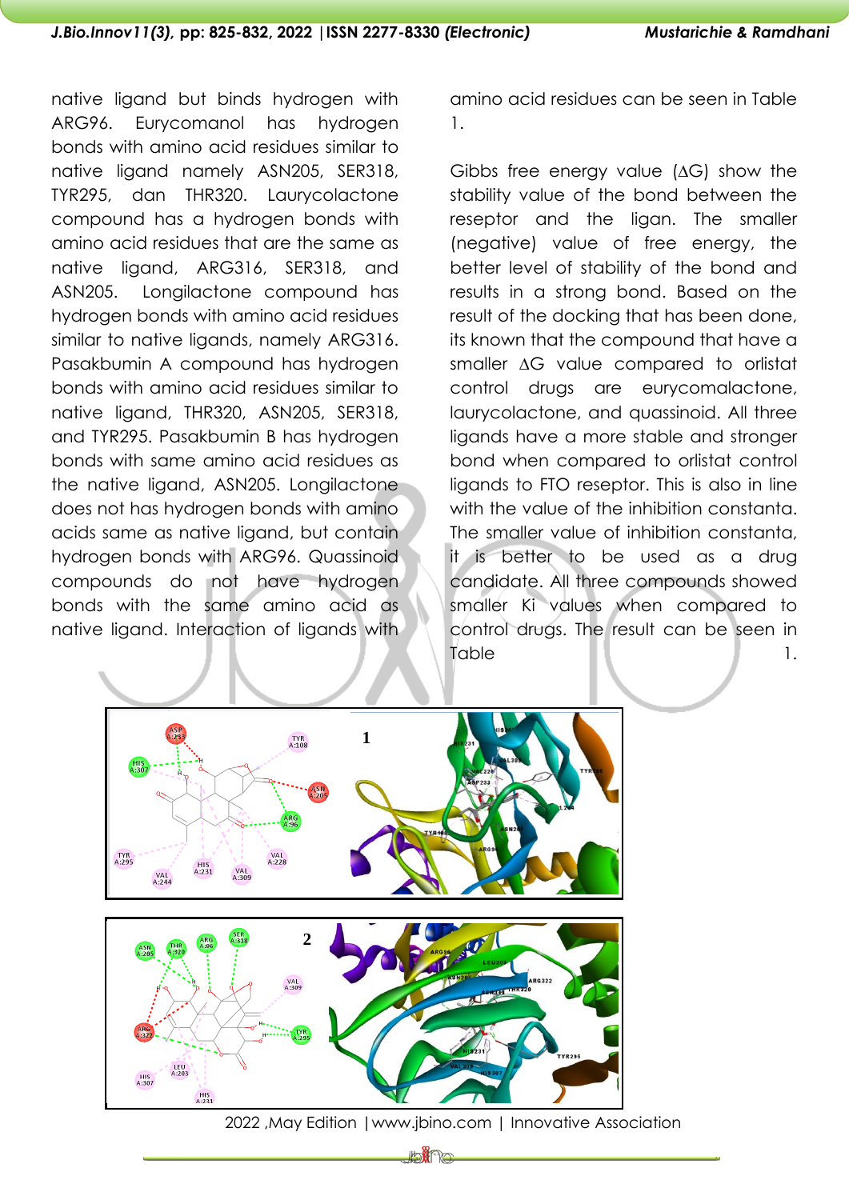native ligand but binds hydrogen with ARG96. Eurycomanol has hydrogen bonds with amino acid residues similar to native ligand namely ASN205, SER318, TYR295, dan THR320. Laurycolactone compound has a hydrogen bonds with amino acid residues that are the same as native ligand, ARG316, SER318, and ASN205. Longilactone compound has hydrogen bonds with amino acid residues similar to native ligands, namely ARG316. Pasakbumin A compound has hydrogen bonds with amino acid residues similar to native ligand, THR320, ASN205, SER318, and TYR295. Pasakbumin B has hydrogen bonds with same amino acid residues as the native ligand, ASN205. Longilactone does not has hydrogen bonds with amino acids same as native ligand, but contain hydrogen bonds with ARG96. Quassinoid compounds do not have hydrogen bonds with the same amino acid as native ligand. Interaction of ligands with amino acid residues can be seen in Table 1.

Gibbs free energy value (ΔG) show the stability value of the bond between the reseptor and the ligan. The smaller (negative) value of free energy, the better level of stability of the bond and results in a strong bond. Based on the result of the docking that has been done, its known that the compound that have a smaller ΔG value compared to orlistat control drugs are eurycomalactone, laurycolactone, and quassinoid. All three ligands have a more stable and stronger bond when compared to orlistat control ligands to FTO reseptor. This is also in line with the value of the inhibition constanta. The smaller value of inhibition constanta, it is better to be used as a drug candidate. All three compounds showed smaller Ki values when compared to control drugs. The result can be seen in Table 1.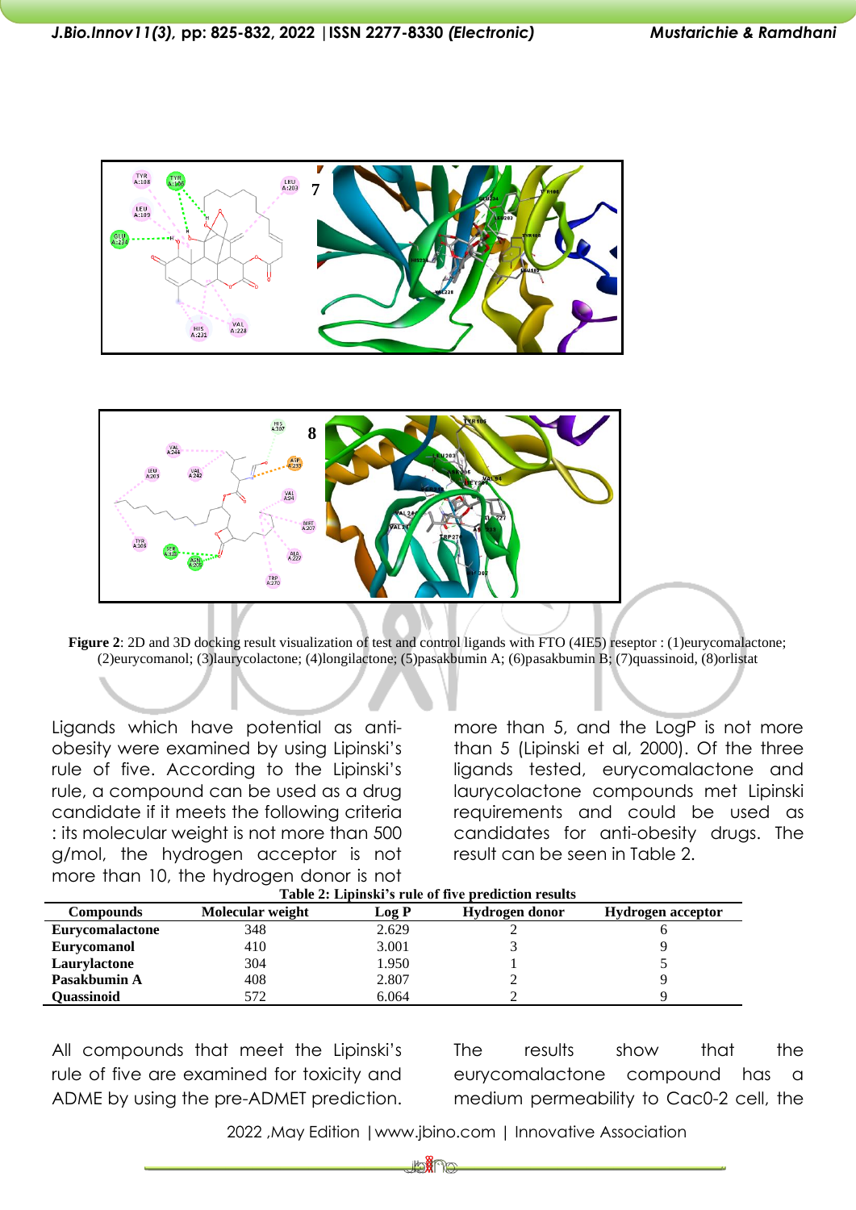**Figure 2**: 2D and 3D docking result visualization of test and control ligands with FTO (4IE5) reseptor : (1)eurycomalactone; (2)eurycomanol; (3)laurycolactone; (4)longilactone; (5)pasakbumin A; (6)pasakbumin B; (7)quassinoid, (8)orlistat

Ligands which have potential as anti-obesity were examined by using Lipinski's rule of five. According to the Lipinski's rule, a compound can be used as a drug candidate if it meets the following criteria : its molecular weight is not more than 500 g/mol, the hydrogen acceptor is not more than 10, the hydrogen donor is not more than 5, and the LogP is not more than 5 (Lipinski et al, 2000). Of the three ligands tested, eurycomalactone and laurycolactone compounds met Lipinski requirements and could be used as candidates for anti-obesity drugs. The result can be seen in Table 2.

**Table 2: Lipinski's rule of five prediction results**

| Compounds | Molecular weight | Log P | Hydrogen donor | Hydrogen acceptor |
|---|---|---|---|---|
| **Eurycomalactone** | 348 | 2.629 | 2 | 6 |
| **Eurycomanol** | 410 | 3.001 | 3 | 9 |
| **Laurylactone** | 304 | 1.950 | 1 | 5 |
| **Pasakbumin A** | 408 | 2.807 | 2 | 9 |
| **Quassinoid** | 572 | 6.064 | 2 | 9 |

All compounds that meet the Lipinski's rule of five are examined for toxicity and ADME by using the pre-ADMET prediction. The results show that the eurycomalactone compound has a medium permeability to Cac0-2 cell, the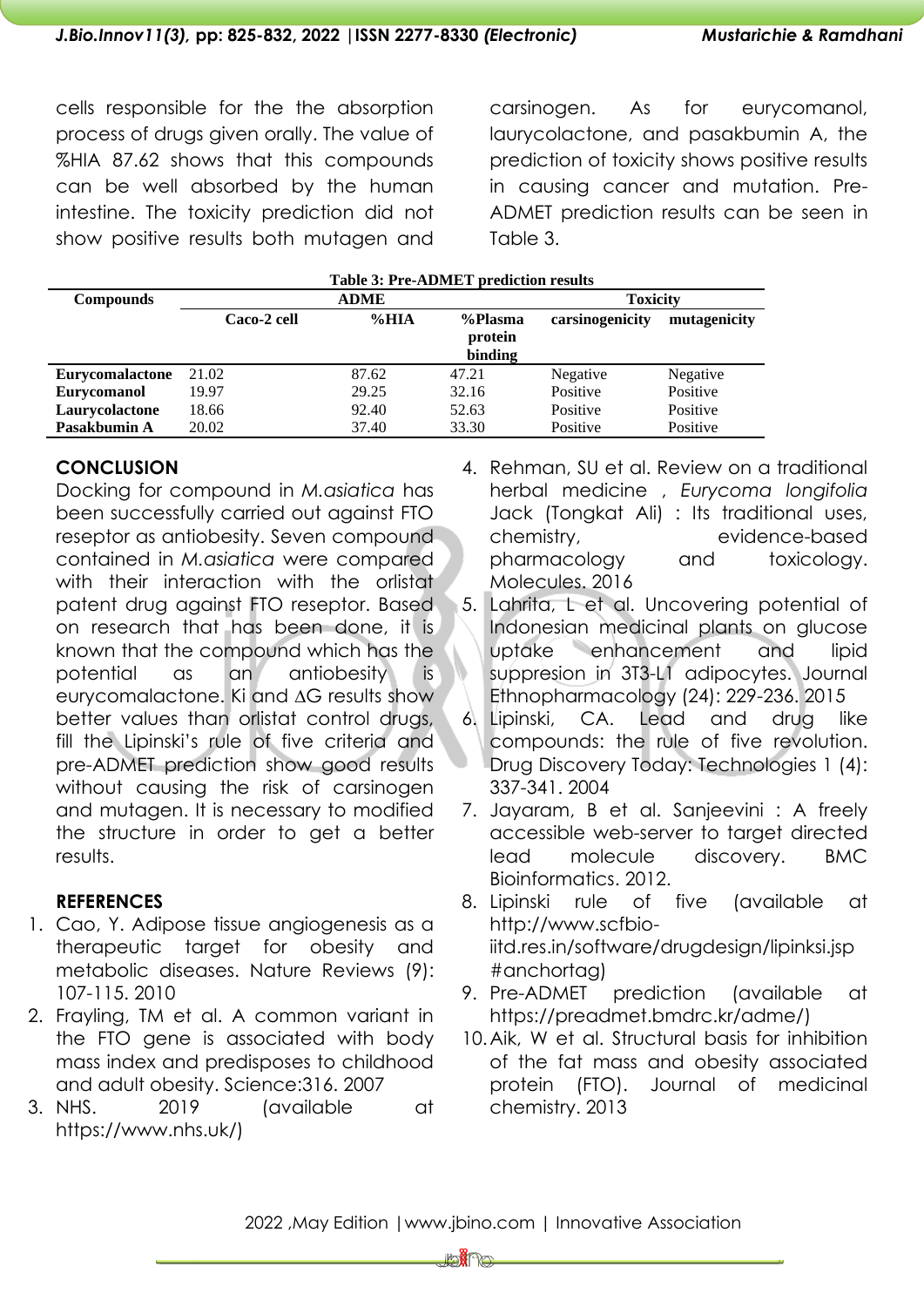cells responsible for the the absorption process of drugs given orally. The value of %HIA 87.62 shows that this compounds can be well absorbed by the human intestine. The toxicity prediction did not show positive results both mutagen and carsinogen. As for eurycomanol, laurycolactone, and pasakbumin A, the prediction of toxicity shows positive results in causing cancer and mutation. Pre-ADMET prediction results can be seen in Table 3.

**Table 3: Pre-ADMET prediction results**

| Compounds | ADME | | | Toxicity | |
|---|---|---|---|---|---|
| | Caco-2 cell | %HIA | %Plasma protein binding | carsinogenicity | mutagenicity |
| **Eurycomalactone** | 21.02 | 87.62 | 47.21 | Negative | Negative |
| **Eurycomanol** | 19.97 | 29.25 | 32.16 | Positive | Positive |
| **Laurycolactone** | 18.66 | 92.40 | 52.63 | Positive | Positive |
| **Pasakbumin A** | 20.02 | 37.40 | 33.30 | Positive | Positive |

## CONCLUSION

Docking for compound in *M.asiatica* has been successfully carried out against FTO reseptor as antiobesity. Seven compound contained in *M.asiatica* were compared with their interaction with the orlistat patent drug against FTO reseptor. Based on research that has been done, it is known that the compound which has the potential as an antiobesity is eurycomalactone. Ki and ∆G results show better values than orlistat control drugs, fill the Lipinski's rule of five criteria and pre-ADMET prediction show good results without causing the risk of carsinogen and mutagen. It is necessary to modified the structure in order to get a better results.

## REFERENCES

1. Cao, Y. Adipose tissue angiogenesis as a therapeutic target for obesity and metabolic diseases. Nature Reviews (9): 107-115. 2010
2. Frayling, TM et al. A common variant in the FTO gene is associated with body mass index and predisposes to childhood and adult obesity. Science:316. 2007
3. NHS. 2019 (available at https://www.nhs.uk/)
4. Rehman, SU et al. Review on a traditional herbal medicine , *Eurycoma longifolia* Jack (Tongkat Ali) : Its traditional uses, chemistry, evidence-based pharmacology and toxicology. Molecules. 2016
5. Lahrita, L et al. Uncovering potential of Indonesian medicinal plants on glucose uptake enhancement and lipid suppresion in 3T3-L1 adipocytes. Journal Ethnopharmacology (24): 229-236. 2015
6. Lipinski, CA. Lead and drug like compounds: the rule of five revolution. Drug Discovery Today: Technologies 1 (4): 337-341. 2004
7. Jayaram, B et al. Sanjeevini : A freely accessible web-server to target directed lead molecule discovery. BMC Bioinformatics. 2012.
8. Lipinski rule of five (available at http://www.scfbio-iitd.res.in/software/drugdesign/lipinksi.jsp#anchortag)
9. Pre-ADMET prediction (available at https://preadmet.bmdrc.kr/adme/)
10. Aik, W et al. Structural basis for inhibition of the fat mass and obesity associated protein (FTO). Journal of medicinal chemistry. 2013